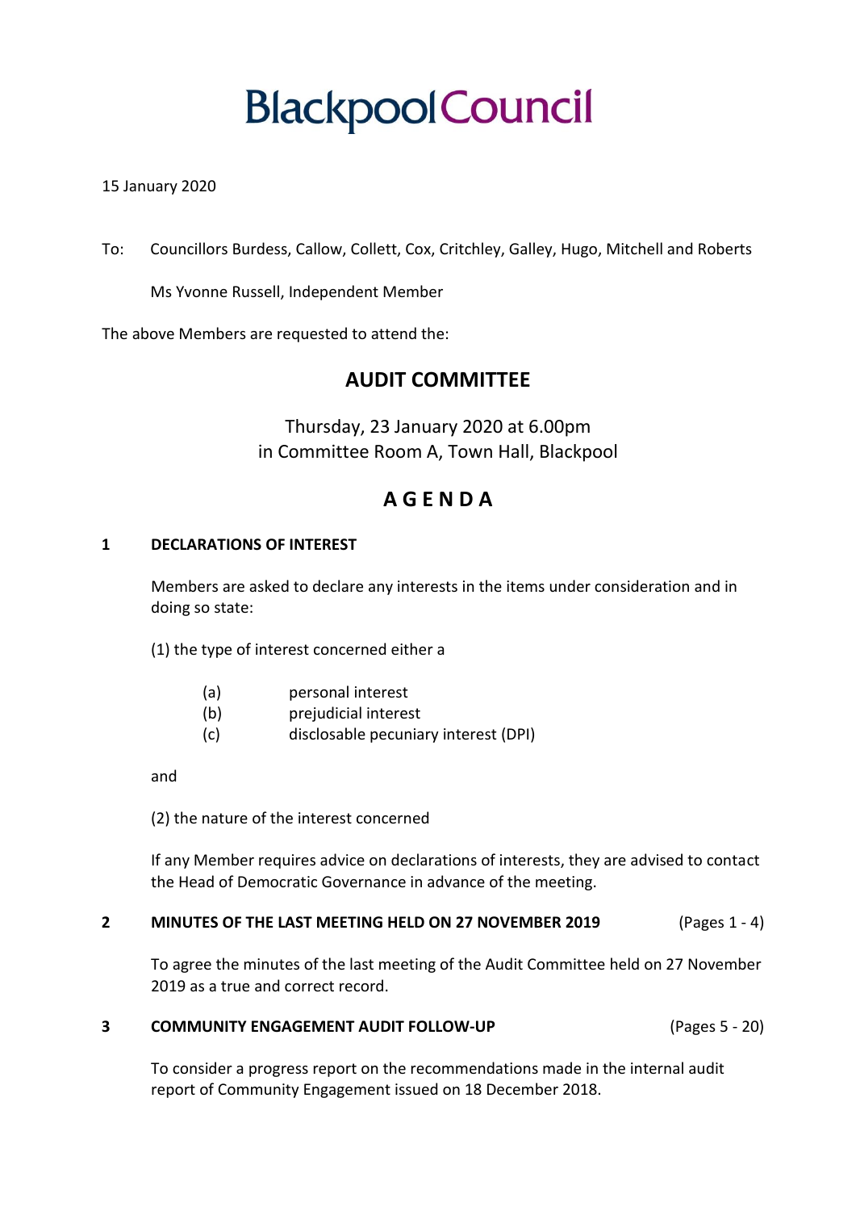# Blackpool Council

15 January 2020

To: Councillors Burdess, Callow, Collett, Cox, Critchley, Galley, Hugo, Mitchell and Roberts

Ms Yvonne Russell, Independent Member

The above Members are requested to attend the:

## AUDIT COMMITTEE

Thursday, 23 January 2020 at 6.00pm
in Committee Room A, Town Hall, Blackpool

## A G E N D A

### 1 DECLARATIONS OF INTEREST

Members are asked to declare any interests in the items under consideration and in doing so state:

(1) the type of interest concerned either a

- (a) personal interest
- (b) prejudicial interest
- (c) disclosable pecuniary interest (DPI)

and

(2) the nature of the interest concerned

If any Member requires advice on declarations of interests, they are advised to contact the Head of Democratic Governance in advance of the meeting.

### 2 MINUTES OF THE LAST MEETING HELD ON 27 NOVEMBER 2019 (Pages 1 - 4)

To agree the minutes of the last meeting of the Audit Committee held on 27 November 2019 as a true and correct record.

### 3 COMMUNITY ENGAGEMENT AUDIT FOLLOW-UP (Pages 5 - 20)

To consider a progress report on the recommendations made in the internal audit report of Community Engagement issued on 18 December 2018.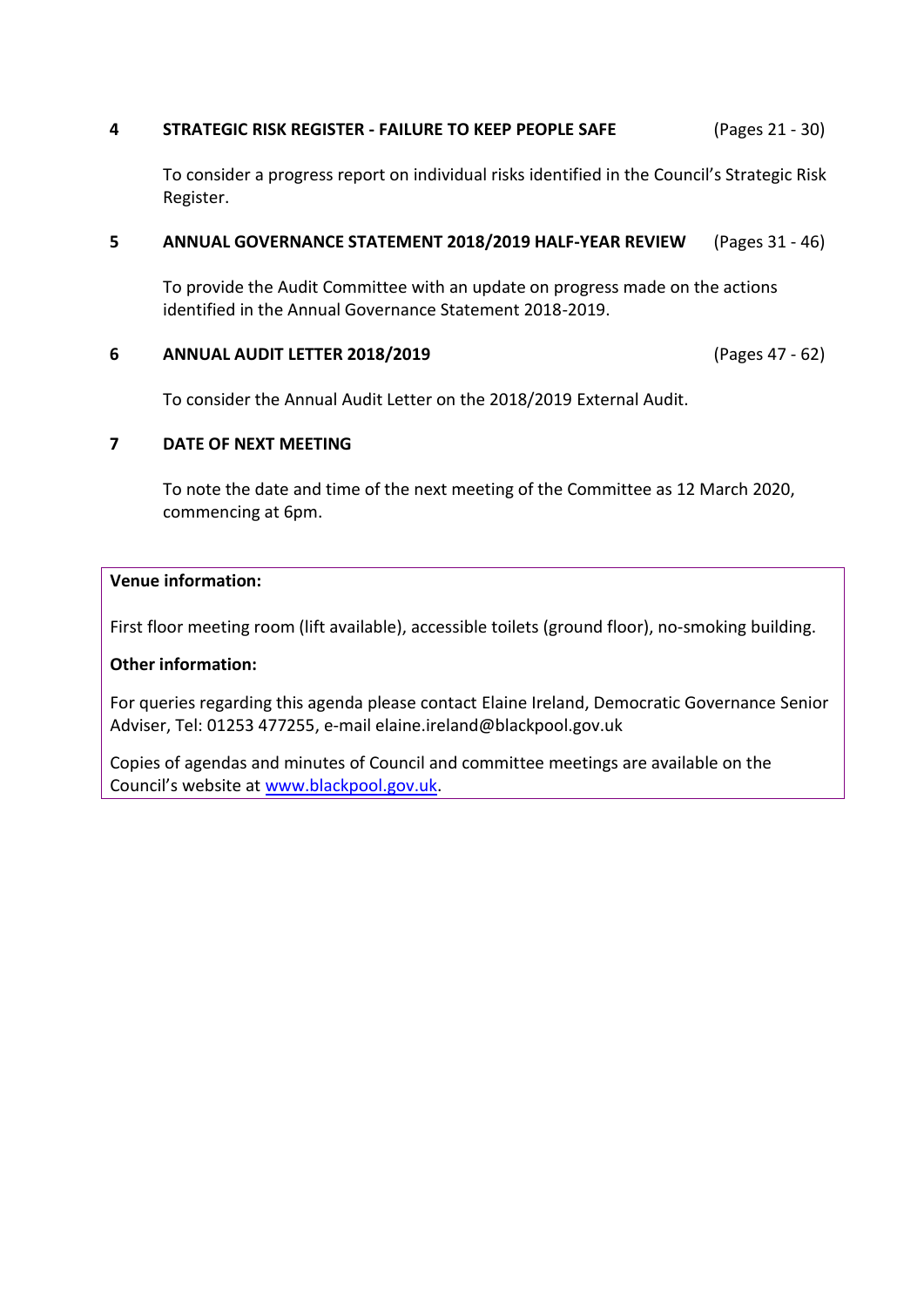**4 STRATEGIC RISK REGISTER - FAILURE TO KEEP PEOPLE SAFE** (Pages 21 - 30)

To consider a progress report on individual risks identified in the Council's Strategic Risk Register.

**5 ANNUAL GOVERNANCE STATEMENT 2018/2019 HALF-YEAR REVIEW** (Pages 31 - 46)

To provide the Audit Committee with an update on progress made on the actions identified in the Annual Governance Statement 2018-2019.

**6 ANNUAL AUDIT LETTER 2018/2019** (Pages 47 - 62)

To consider the Annual Audit Letter on the 2018/2019 External Audit.

**7 DATE OF NEXT MEETING**

To note the date and time of the next meeting of the Committee as 12 March 2020, commencing at 6pm.

**Venue information:**

First floor meeting room (lift available), accessible toilets (ground floor), no-smoking building.

**Other information:**

For queries regarding this agenda please contact Elaine Ireland, Democratic Governance Senior Adviser, Tel: 01253 477255, e-mail elaine.ireland@blackpool.gov.uk

Copies of agendas and minutes of Council and committee meetings are available on the Council's website at www.blackpool.gov.uk.